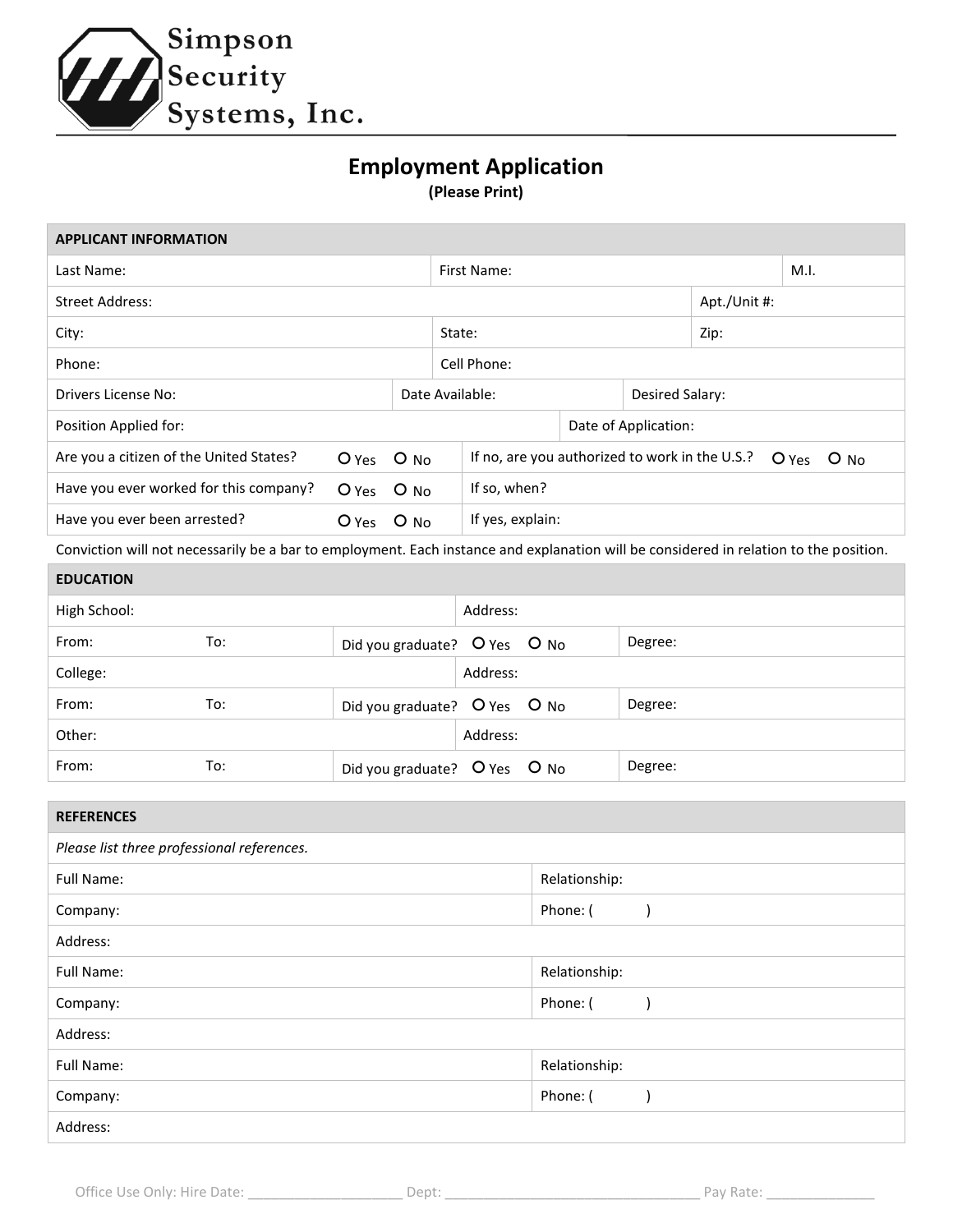Simpson Security Systems, Inc.

# Employment Application

**(Please Print)**

| **APPLICANT INFORMATION** | | | |
|---|---|---|---|
| Last Name: | First Name: | | M.I. |
| Street Address: | | Apt./Unit #: | |
| City: | State: | Zip: | |
| Phone: | Cell Phone: | | |
| Drivers License No: | Date Available: | Desired Salary: | |
| Position Applied for: | | Date of Application: | |
| Are you a citizen of the United States? O Yes O No | If no, are you authorized to work in the U.S.? O Yes O No | | |
| Have you ever worked for this company? O Yes O No | If so, when? | | |
| Have you ever been arrested? O Yes O No | If yes, explain: | | |

Conviction will not necessarily be a bar to employment. Each instance and explanation will be considered in relation to the position.

| **EDUCATION** | | | | |
|---|---|---|---|---|
| High School: | | | Address: | |
| From: | To: | Did you graduate? O Yes O No | | Degree: |
| College: | | | Address: | |
| From: | To: | Did you graduate? O Yes O No | | Degree: |
| Other: | | | Address: | |
| From: | To: | Did you graduate? O Yes O No | | Degree: |

| **REFERENCES** | |
|---|---|
| *Please list three professional references.* | |
| Full Name: | Relationship: |
| Company: | Phone: (          ) |
| Address: | |
| Full Name: | Relationship: |
| Company: | Phone: (          ) |
| Address: | |
| Full Name: | Relationship: |
| Company: | Phone: (          ) |
| Address: | |

Office Use Only: Hire Date: ____________________ Dept: __________________________________ Pay Rate: ______________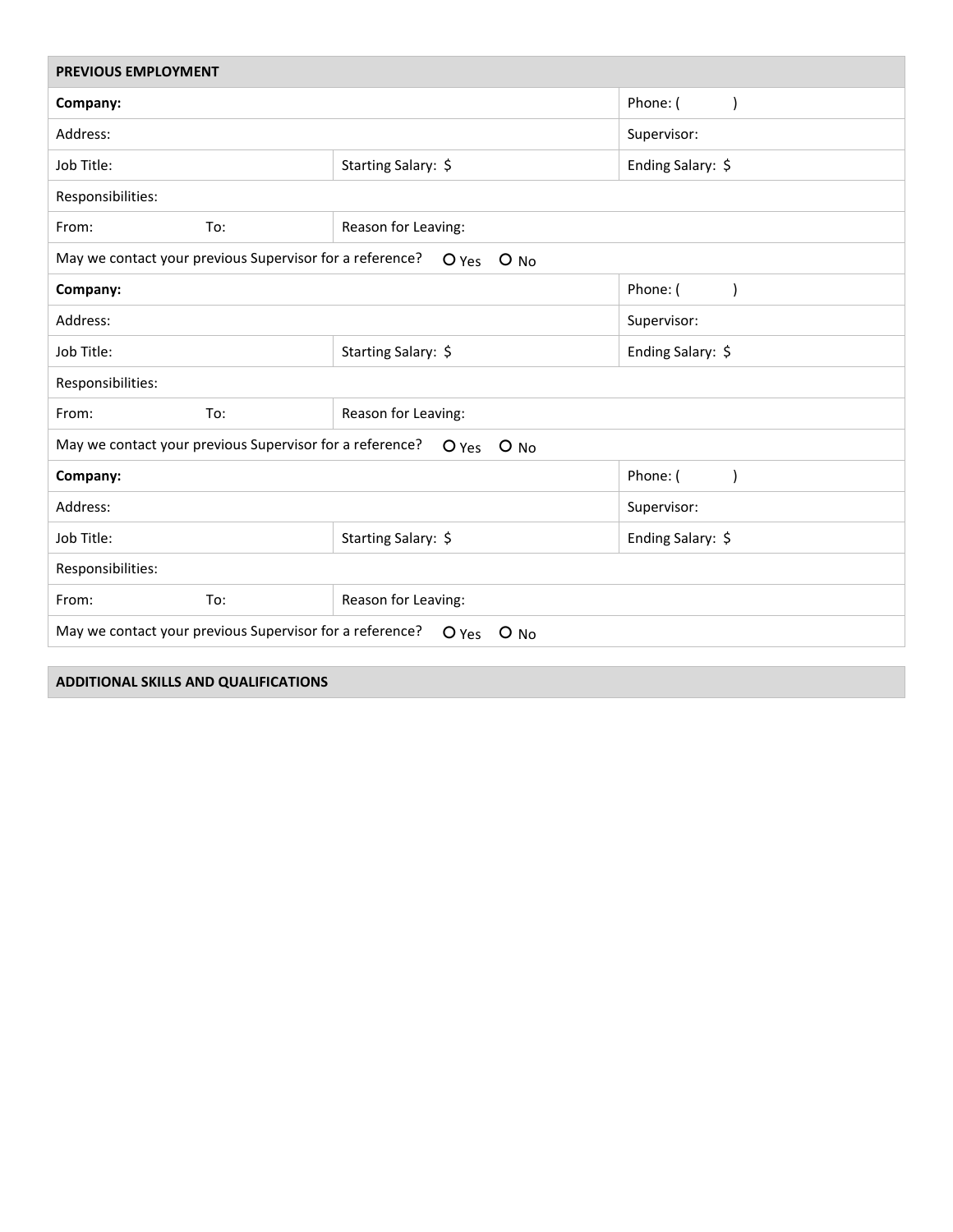| PREVIOUS EMPLOYMENT | | |
|---|---|---|
| **Company:** | | Phone: (           ) |
| Address: | | Supervisor: |
| Job Title: | Starting Salary: $ | Ending Salary: $ |
| Responsibilities: | | |
| From:                    To: | Reason for Leaving: | |
| May we contact your previous Supervisor for a reference? O Yes O No | | |
| **Company:** | | Phone: (           ) |
| Address: | | Supervisor: |
| Job Title: | Starting Salary: $ | Ending Salary: $ |
| Responsibilities: | | |
| From:                    To: | Reason for Leaving: | |
| May we contact your previous Supervisor for a reference? O Yes O No | | |
| **Company:** | | Phone: (           ) |
| Address: | | Supervisor: |
| Job Title: | Starting Salary: $ | Ending Salary: $ |
| Responsibilities: | | |
| From:                    To: | Reason for Leaving: | |
| May we contact your previous Supervisor for a reference? O Yes O No | | |

| ADDITIONAL SKILLS AND QUALIFICATIONS |
|---|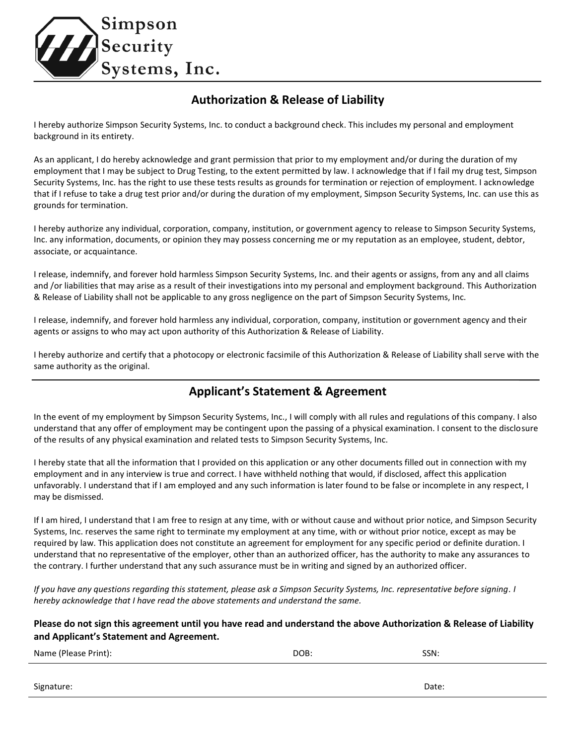Simpson
Security
Systems, Inc.

## Authorization & Release of Liability

I hereby authorize Simpson Security Systems, Inc. to conduct a background check. This includes my personal and employment background in its entirety.

As an applicant, I do hereby acknowledge and grant permission that prior to my employment and/or during the duration of my employment that I may be subject to Drug Testing, to the extent permitted by law. I acknowledge that if I fail my drug test, Simpson Security Systems, Inc. has the right to use these tests results as grounds for termination or rejection of employment. I acknowledge that if I refuse to take a drug test prior and/or during the duration of my employment, Simpson Security Systems, Inc. can use this as grounds for termination.

I hereby authorize any individual, corporation, company, institution, or government agency to release to Simpson Security Systems, Inc. any information, documents, or opinion they may possess concerning me or my reputation as an employee, student, debtor, associate, or acquaintance.

I release, indemnify, and forever hold harmless Simpson Security Systems, Inc. and their agents or assigns, from any and all claims and /or liabilities that may arise as a result of their investigations into my personal and employment background. This Authorization & Release of Liability shall not be applicable to any gross negligence on the part of Simpson Security Systems, Inc.

I release, indemnify, and forever hold harmless any individual, corporation, company, institution or government agency and their agents or assigns to who may act upon authority of this Authorization & Release of Liability.

I hereby authorize and certify that a photocopy or electronic facsimile of this Authorization & Release of Liability shall serve with the same authority as the original.

## Applicant's Statement & Agreement

In the event of my employment by Simpson Security Systems, Inc., I will comply with all rules and regulations of this company. I also understand that any offer of employment may be contingent upon the passing of a physical examination. I consent to the disclosure of the results of any physical examination and related tests to Simpson Security Systems, Inc.

I hereby state that all the information that I provided on this application or any other documents filled out in connection with my employment and in any interview is true and correct. I have withheld nothing that would, if disclosed, affect this application unfavorably. I understand that if I am employed and any such information is later found to be false or incomplete in any respect, I may be dismissed.

If I am hired, I understand that I am free to resign at any time, with or without cause and without prior notice, and Simpson Security Systems, Inc. reserves the same right to terminate my employment at any time, with or without prior notice, except as may be required by law. This application does not constitute an agreement for employment for any specific period or definite duration. I understand that no representative of the employer, other than an authorized officer, has the authority to make any assurances to the contrary. I further understand that any such assurance must be in writing and signed by an authorized officer.

*If you have any questions regarding this statement, please ask a Simpson Security Systems, Inc. representative before signing. I hereby acknowledge that I have read the above statements and understand the same.*

**Please do not sign this agreement until you have read and understand the above Authorization & Release of Liability and Applicant's Statement and Agreement.**

Name (Please Print): DOB: SSN:

Signature: Date: